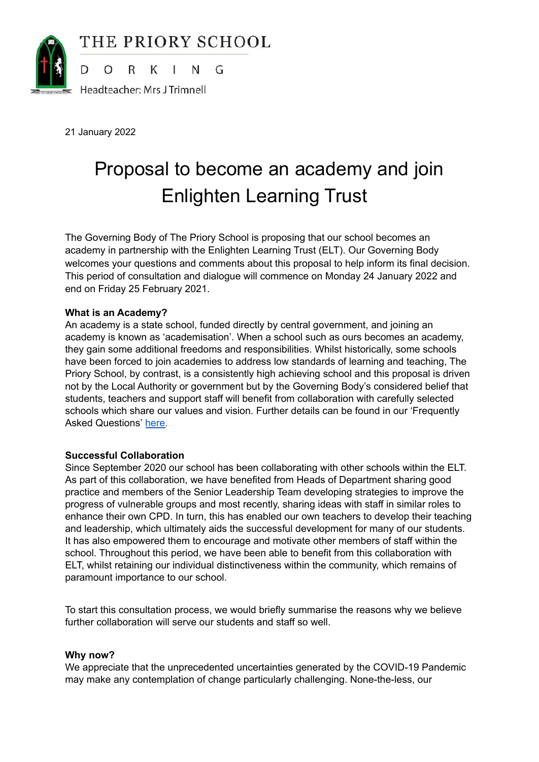THE PRIORY SCHOOL

DORKING

Headteacher: Mrs J Trimnell

21 January 2022

# Proposal to become an academy and join Enlighten Learning Trust

The Governing Body of The Priory School is proposing that our school becomes an academy in partnership with the Enlighten Learning Trust (ELT). Our Governing Body welcomes your questions and comments about this proposal to help inform its final decision. This period of consultation and dialogue will commence on Monday 24 January 2022 and end on Friday 25 February 2021.

**What is an Academy?**

An academy is a state school, funded directly by central government, and joining an academy is known as 'academisation'. When a school such as ours becomes an academy, they gain some additional freedoms and responsibilities. Whilst historically, some schools have been forced to join academies to address low standards of learning and teaching, The Priory School, by contrast, is a consistently high achieving school and this proposal is driven not by the Local Authority or government but by the Governing Body's considered belief that students, teachers and support staff will benefit from collaboration with carefully selected schools which share our values and vision. Further details can be found in our 'Frequently Asked Questions' here.

**Successful Collaboration**

Since September 2020 our school has been collaborating with other schools within the ELT. As part of this collaboration, we have benefited from Heads of Department sharing good practice and members of the Senior Leadership Team developing strategies to improve the progress of vulnerable groups and most recently, sharing ideas with staff in similar roles to enhance their own CPD. In turn, this has enabled our own teachers to develop their teaching and leadership, which ultimately aids the successful development for many of our students. It has also empowered them to encourage and motivate other members of staff within the school. Throughout this period, we have been able to benefit from this collaboration with ELT, whilst retaining our individual distinctiveness within the community, which remains of paramount importance to our school.

To start this consultation process, we would briefly summarise the reasons why we believe further collaboration will serve our students and staff so well.

**Why now?**

We appreciate that the unprecedented uncertainties generated by the COVID-19 Pandemic may make any contemplation of change particularly challenging. None-the-less, our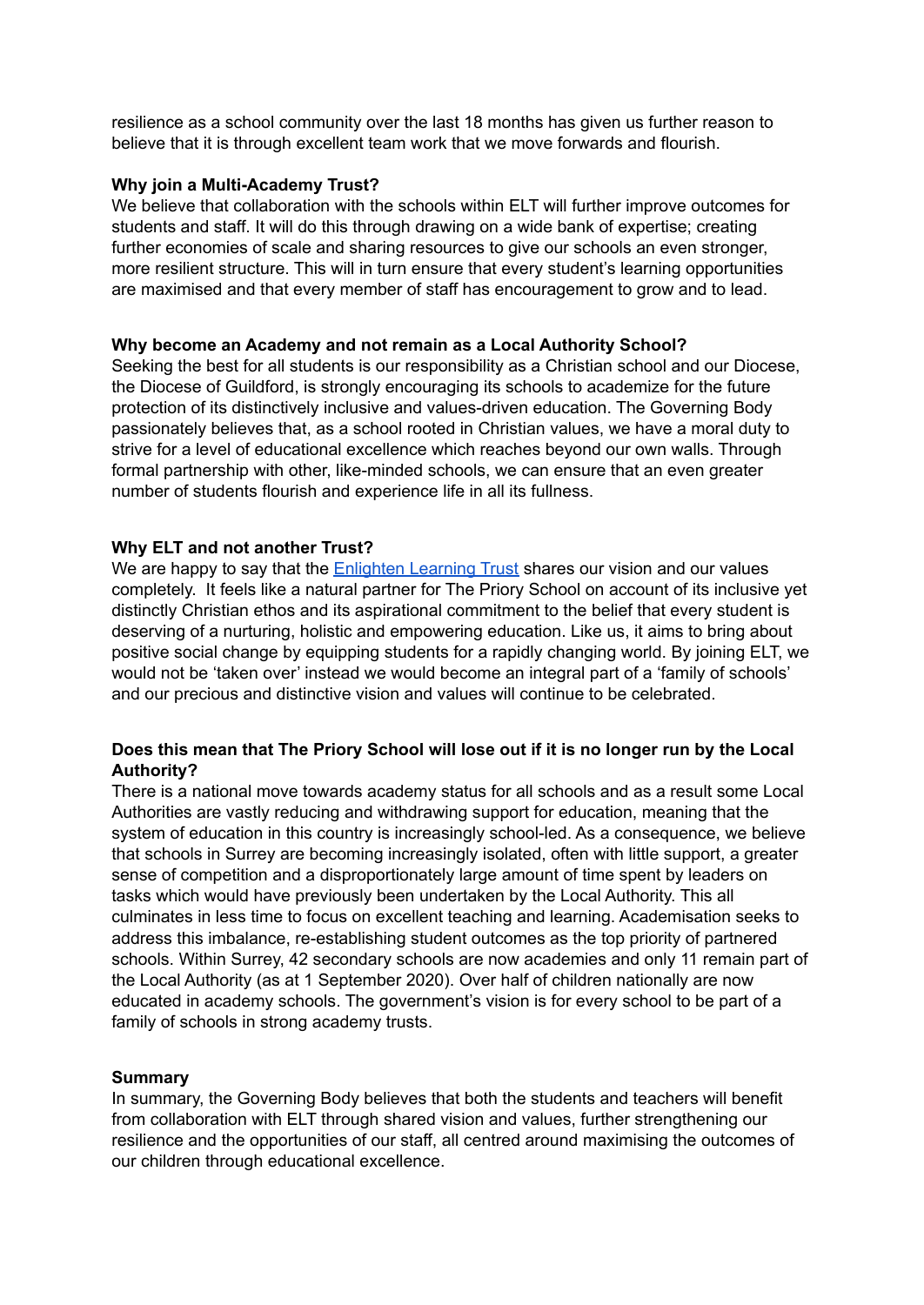resilience as a school community over the last 18 months has given us further reason to believe that it is through excellent team work that we move forwards and flourish.

**Why join a Multi-Academy Trust?**

We believe that collaboration with the schools within ELT will further improve outcomes for students and staff. It will do this through drawing on a wide bank of expertise; creating further economies of scale and sharing resources to give our schools an even stronger, more resilient structure. This will in turn ensure that every student's learning opportunities are maximised and that every member of staff has encouragement to grow and to lead.

**Why become an Academy and not remain as a Local Authority School?**

Seeking the best for all students is our responsibility as a Christian school and our Diocese, the Diocese of Guildford, is strongly encouraging its schools to academize for the future protection of its distinctively inclusive and values-driven education. The Governing Body passionately believes that, as a school rooted in Christian values, we have a moral duty to strive for a level of educational excellence which reaches beyond our own walls. Through formal partnership with other, like-minded schools, we can ensure that an even greater number of students flourish and experience life in all its fullness.

**Why ELT and not another Trust?**

We are happy to say that the Enlighten Learning Trust shares our vision and our values completely. It feels like a natural partner for The Priory School on account of its inclusive yet distinctly Christian ethos and its aspirational commitment to the belief that every student is deserving of a nurturing, holistic and empowering education. Like us, it aims to bring about positive social change by equipping students for a rapidly changing world. By joining ELT, we would not be 'taken over' instead we would become an integral part of a 'family of schools' and our precious and distinctive vision and values will continue to be celebrated.

**Does this mean that The Priory School will lose out if it is no longer run by the Local Authority?**

There is a national move towards academy status for all schools and as a result some Local Authorities are vastly reducing and withdrawing support for education, meaning that the system of education in this country is increasingly school-led. As a consequence, we believe that schools in Surrey are becoming increasingly isolated, often with little support, a greater sense of competition and a disproportionately large amount of time spent by leaders on tasks which would have previously been undertaken by the Local Authority. This all culminates in less time to focus on excellent teaching and learning. Academisation seeks to address this imbalance, re-establishing student outcomes as the top priority of partnered schools. Within Surrey, 42 secondary schools are now academies and only 11 remain part of the Local Authority (as at 1 September 2020). Over half of children nationally are now educated in academy schools. The government's vision is for every school to be part of a family of schools in strong academy trusts.

**Summary**

In summary, the Governing Body believes that both the students and teachers will benefit from collaboration with ELT through shared vision and values, further strengthening our resilience and the opportunities of our staff, all centred around maximising the outcomes of our children through educational excellence.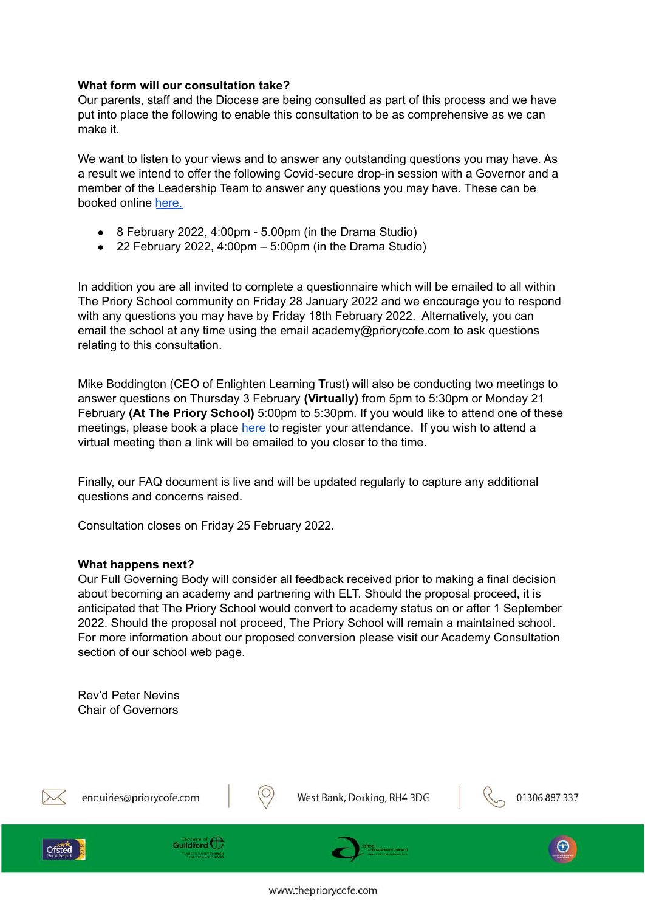**What form will our consultation take?**
Our parents, staff and the Diocese are being consulted as part of this process and we have put into place the following to enable this consultation to be as comprehensive as we can make it.

We want to listen to your views and to answer any outstanding questions you may have. As a result we intend to offer the following Covid-secure drop-in session with a Governor and a member of the Leadership Team to answer any questions you may have. These can be booked online here.

- 8 February 2022, 4:00pm - 5.00pm (in the Drama Studio)
- 22 February 2022, 4:00pm – 5:00pm (in the Drama Studio)

In addition you are all invited to complete a questionnaire which will be emailed to all within The Priory School community on Friday 28 January 2022 and we encourage you to respond with any questions you may have by Friday 18th February 2022. Alternatively, you can email the school at any time using the email academy@priorycofe.com to ask questions relating to this consultation.

Mike Boddington (CEO of Enlighten Learning Trust) will also be conducting two meetings to answer questions on Thursday 3 February **(Virtually)** from 5pm to 5:30pm or Monday 21 February **(At The Priory School)** 5:00pm to 5:30pm. If you would like to attend one of these meetings, please book a place here to register your attendance. If you wish to attend a virtual meeting then a link will be emailed to you closer to the time.

Finally, our FAQ document is live and will be updated regularly to capture any additional questions and concerns raised.

Consultation closes on Friday 25 February 2022.

**What happens next?**
Our Full Governing Body will consider all feedback received prior to making a final decision about becoming an academy and partnering with ELT. Should the proposal proceed, it is anticipated that The Priory School would convert to academy status on or after 1 September 2022. Should the proposal not proceed, The Priory School will remain a maintained school. For more information about our proposed conversion please visit our Academy Consultation section of our school web page.

Rev'd Peter Nevins
Chair of Governors

enquiries@priorycofe.com | West Bank, Dorking, RH4 3DG | 01306 887 337

www.thepriorycofe.com